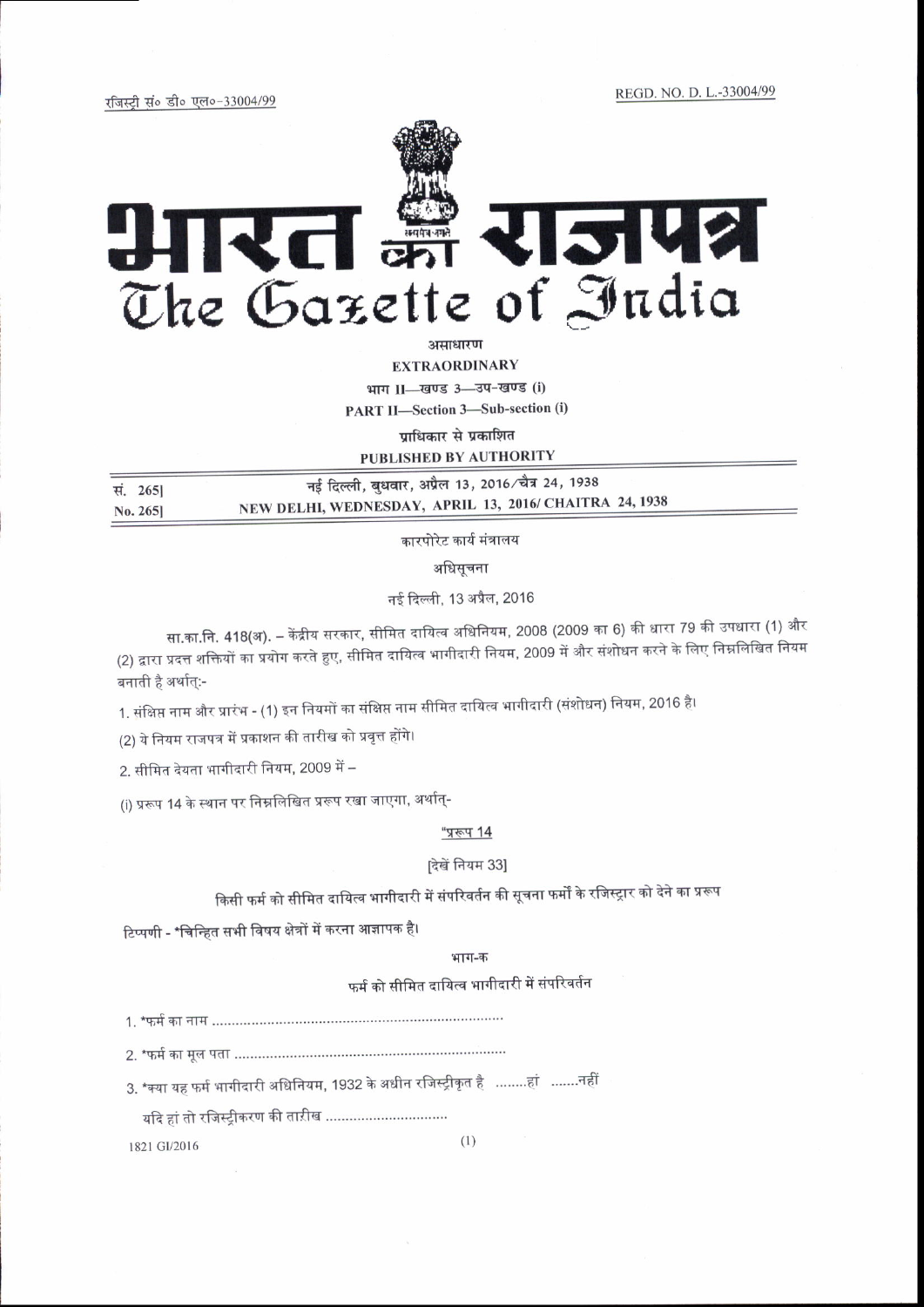रजिस्ट्री सं० डी० एल०-33004/99 REGD. NO. D. L.-33004/99

# भारत का राजपत्र
# The Gazette of India

असाधारण

**EXTRAORDINARY**

भाग II—खण्ड 3—उप-खण्ड (i)

**PART II—Section 3—Sub-section (i)**

प्राधिकार से प्रकाशित

**PUBLISHED BY AUTHORITY**

| | |
|---|---|
| सं. 265] | नई दिल्ली, बुधवार, अप्रैल 13, 2016/चैत्र 24, 1938 |
| No. 265] | NEW DELHI, WEDNESDAY, APRIL 13, 2016/ CHAITRA 24, 1938 |

कारपोरेट कार्य मंत्रालय

अधिसूचना

नई दिल्ली, 13 अप्रैल, 2016

सा.का.नि. 418(अ). – केंद्रीय सरकार, सीमित दायित्व अधिनियम, 2008 (2009 का 6) की धारा 79 की उपधारा (1) और (2) द्वारा प्रदत्त शक्तियों का प्रयोग करते हुए, सीमित दायित्व भागीदारी नियम, 2009 में और संशोधन करने के लिए निम्नलिखित नियम बनाती है अर्थात्:-

1. संक्षिप्त नाम और प्रारंभ - (1) इन नियमों का संक्षिप्त नाम सीमित दायित्व भागीदारी (संशोधन) नियम, 2016 है।

(2) ये नियम राजपत्र में प्रकाशन की तारीख को प्रवृत्त होंगे।

2. सीमित देयता भागीदारी नियम, 2009 में –

(i) प्ररूप 14 के स्थान पर निम्नलिखित प्ररूप रखा जाएगा, अर्थात्-

"प्ररूप 14

[देखें नियम 33]

किसी फर्म को सीमित दायित्व भागीदारी में संपरिवर्तन की सूचना फर्मों के रजिस्ट्रार को देने का प्ररूप

टिप्पणी - *चिन्हित सभी विषय क्षेत्रों में करना आज्ञापक है।

भाग-क

फर्म को सीमित दायित्व भागीदारी में संपरिवर्तन

1. *फर्म का नाम .........................................................................

2. *फर्म का मूल पता ....................................................................

3. *क्या यह फर्म भागीदारी अधिनियम, 1932 के अधीन रजिस्ट्रीकृत है ........हां .......नहीं

   यदि हां तो रजिस्ट्रीकरण की तारीख ...............................

1821 GI/2016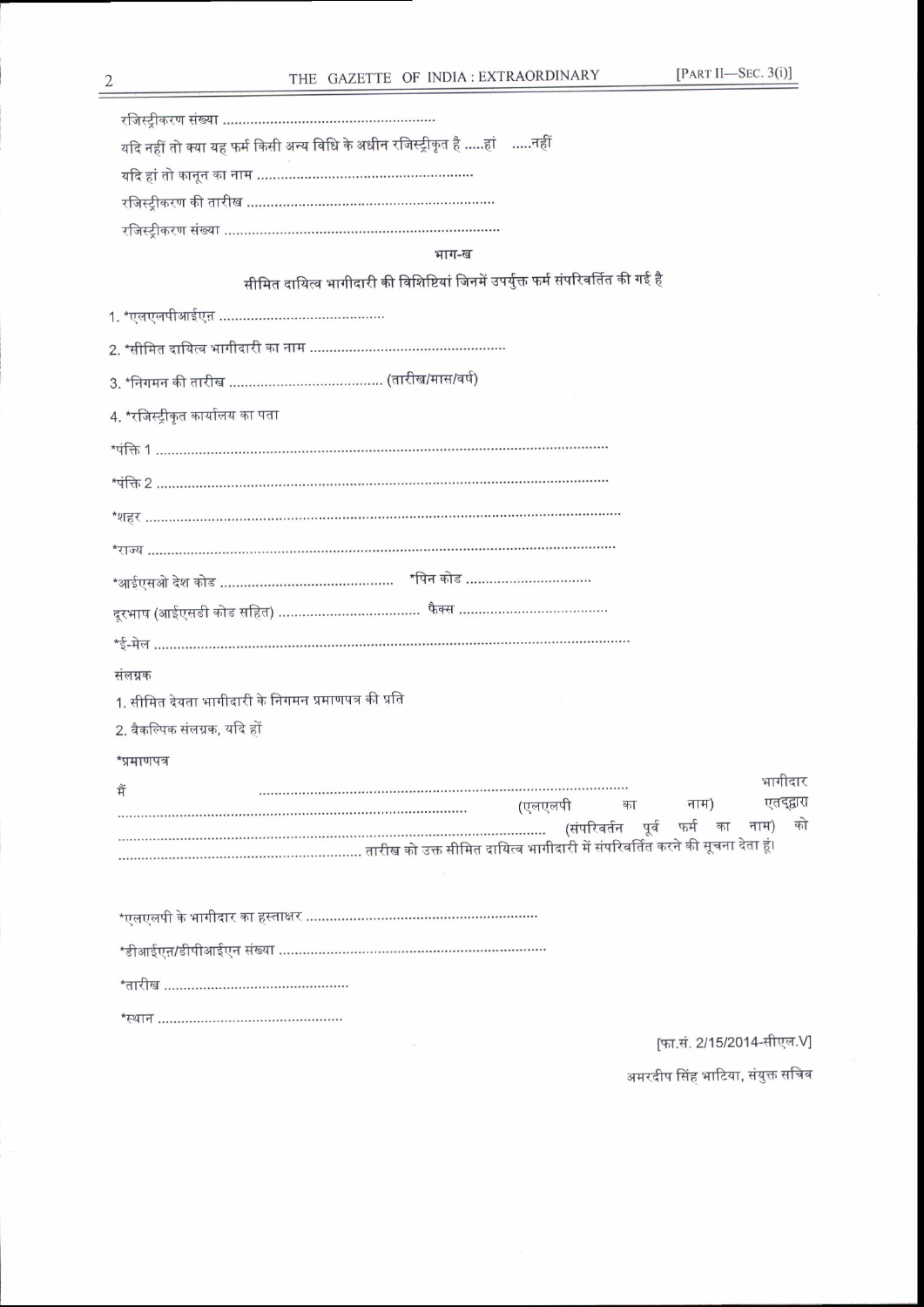रजिस्ट्रीकरण संख्या ......................................................

यदि नहीं तो क्या यह फर्म किसी अन्य विधि के अधीन रजिस्ट्रीकृत है .....हां .....नहीं

यदि हां तो कानून का नाम ......................................................

रजिस्ट्रीकरण की तारीख ..............................................................

रजिस्ट्रीकरण संख्या ......................................................................

## भाग-ख

### सीमित दायित्व भागीदारी की विशिष्टियां जिनमें उपर्युक्त फर्म संपरिवर्तित की गई है

1. *एलएलपीआईएन् ..........................................

2. *सीमित दायित्व भागीदारी का नाम ..................................................

3. *निगमन की तारीख ....................................... (तारीख/मास/वर्ष)

4. *रजिस्ट्रीकृत कार्यालय का पता

*पंक्ति 1 ..................................................................................................................

*पंक्ति 2 ..................................................................................................................

*शहर ......................................................................................................................

*राज्य .....................................................................................................................

*आईएसओ देश कोड ............................................ *पिन कोड ...............................

दूरभाष (आईएसडी कोड सहित) .................................... फैक्स .....................................

*ई-मेल ........................................................................................................................

संलग्नक

1. सीमित देयता भागीदारी के निगमन प्रमाणपत्र की प्रति

2. वैकल्पिक संलग्नक, यदि हों

*प्रमाणपत्र

मैं ............................................................................................ भागीदार ........................................................................................ (एलएलपी का नाम) एतद्द्वारा ........................................................................................................ (संपरिवर्तन पूर्व फर्म का नाम) को ............................................................. तारीख को उक्त सीमित दायित्व भागीदारी में संपरिवर्तित करने की सूचना देता हूं।

*एलएलपी के भागीदार का हस्ताक्षर ..........................................................

*डीआईएन्/डीपीआईएन संख्या ...................................................................

*तारीख ...............................................

*स्थान ..............................................

[फा.सं. 2/15/2014-सीएल.V]

अमरदीप सिंह भाटिया, संयुक्त सचिव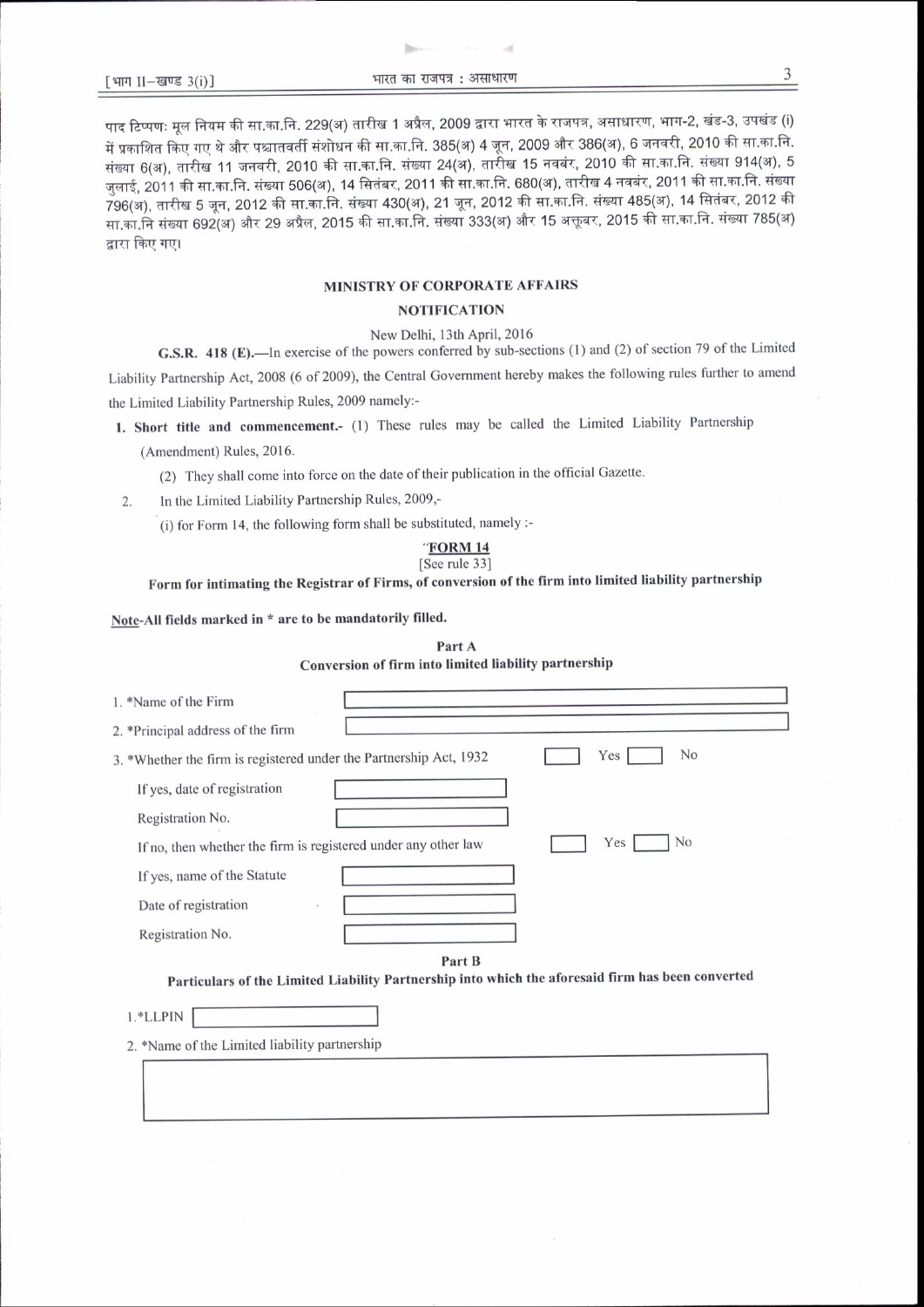पाद टिप्पणः मूल नियम की सा.का.नि. 229(अ) तारीख 1 अप्रैल, 2009 द्वारा भारत के राजपत्र, असाधारण, भाग-2, खंड-3, उपखंड (i) में प्रकाशित किए गए थे और पश्चातवर्ती संशोधन की सा.का.नि. 385(अ) 4 जून, 2009 और 386(अ), 6 जनवरी, 2010 की सा.का.नि. संख्या 6(अ), तारीख 11 जनवरी, 2010 की सा.का.नि. संख्या 24(अ), तारीख 15 नवबंर, 2010 की सा.का.नि. संख्या 914(अ), 5 जुलाई, 2011 की सा.का.नि. संख्या 506(अ), 14 सितंबर, 2011 की सा.का.नि. 680(अ), तारीख 4 नवबंर, 2011 की सा.का.नि. संख्या 796(अ), तारीख 5 जून, 2012 की सा.का.नि. संख्या 430(अ), 21 जून, 2012 की सा.का.नि. संख्या 485(अ), 14 सितंबर, 2012 की सा.का.नि संख्या 692(अ) और 29 अप्रैल, 2015 की सा.का.नि. संख्या 333(अ) और 15 अक्तूबर, 2015 की सा.का.नि. संख्या 785(अ) द्वारा किए गए।

## MINISTRY OF CORPORATE AFFAIRS

### NOTIFICATION

New Delhi, 13th April, 2016

**G.S.R. 418 (E).**—In exercise of the powers conferred by sub-sections (1) and (2) of section 79 of the Limited Liability Partnership Act, 2008 (6 of 2009), the Central Government hereby makes the following rules further to amend the Limited Liability Partnership Rules, 2009 namely:-

1. **Short title and commencement.-** (1) These rules may be called the Limited Liability Partnership (Amendment) Rules, 2016.

   (2) They shall come into force on the date of their publication in the official Gazette.

2. In the Limited Liability Partnership Rules, 2009,-

   (i) for Form 14, the following form shall be substituted, namely :-

**"FORM 14**

[See rule 33]

**Form for intimating the Registrar of Firms, of conversion of the firm into limited liability partnership**

**Note-All fields marked in * are to be mandatorily filled.**

**Part A**

**Conversion of firm into limited liability partnership**

1. *Name of the Firm
2. *Principal address of the firm
3. *Whether the firm is registered under the Partnership Act, 1932 ☐ Yes ☐ No

   If yes, date of registration

   Registration No.

   If no, then whether the firm is registered under any other law ☐ Yes ☐ No

   If yes, name of the Statute

   Date of registration

   Registration No.

**Part B**

**Particulars of the Limited Liability Partnership into which the aforesaid firm has been converted**

1. *LLPIN
2. *Name of the Limited liability partnership